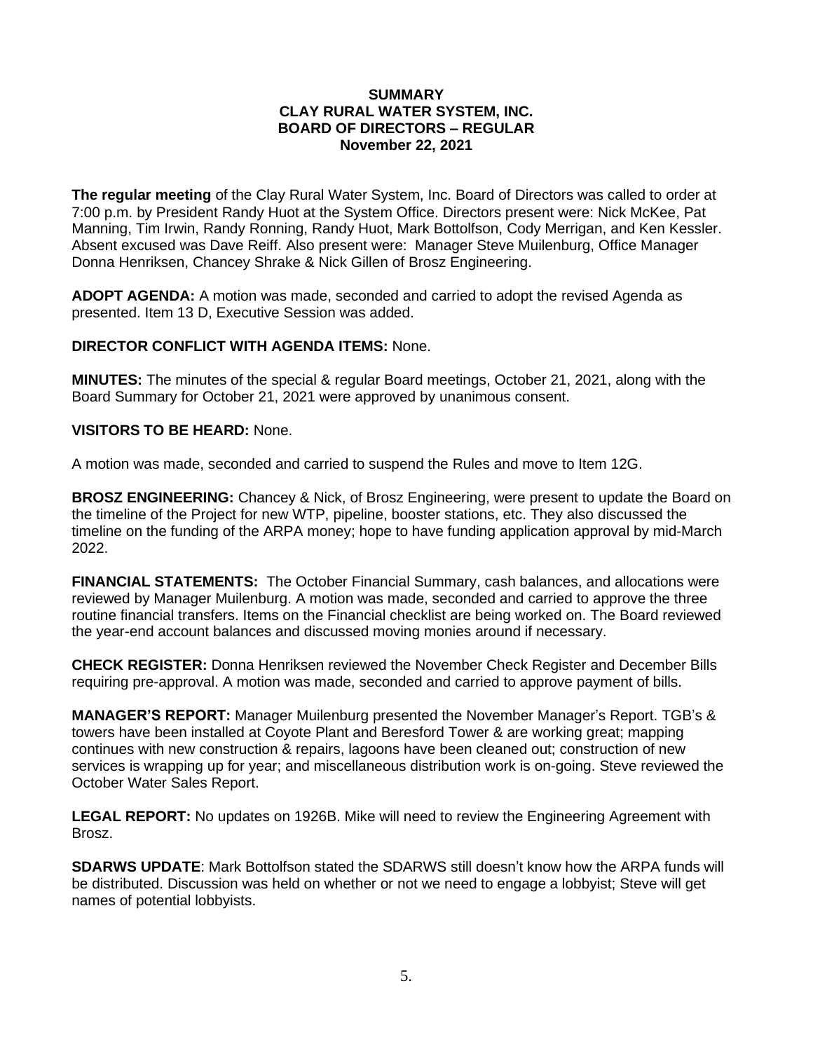# SUMMARY
# CLAY RURAL WATER SYSTEM, INC.
# BOARD OF DIRECTORS – REGULAR
# November 22, 2021

**The regular meeting** of the Clay Rural Water System, Inc. Board of Directors was called to order at 7:00 p.m. by President Randy Huot at the System Office. Directors present were: Nick McKee, Pat Manning, Tim Irwin, Randy Ronning, Randy Huot, Mark Bottolfson, Cody Merrigan, and Ken Kessler. Absent excused was Dave Reiff. Also present were: Manager Steve Muilenburg, Office Manager Donna Henriksen, Chancey Shrake & Nick Gillen of Brosz Engineering.

**ADOPT AGENDA:** A motion was made, seconded and carried to adopt the revised Agenda as presented. Item 13 D, Executive Session was added.

**DIRECTOR CONFLICT WITH AGENDA ITEMS:** None.

**MINUTES:** The minutes of the special & regular Board meetings, October 21, 2021, along with the Board Summary for October 21, 2021 were approved by unanimous consent.

**VISITORS TO BE HEARD:** None.

A motion was made, seconded and carried to suspend the Rules and move to Item 12G.

**BROSZ ENGINEERING:** Chancey & Nick, of Brosz Engineering, were present to update the Board on the timeline of the Project for new WTP, pipeline, booster stations, etc. They also discussed the timeline on the funding of the ARPA money; hope to have funding application approval by mid-March 2022.

**FINANCIAL STATEMENTS:** The October Financial Summary, cash balances, and allocations were reviewed by Manager Muilenburg. A motion was made, seconded and carried to approve the three routine financial transfers. Items on the Financial checklist are being worked on. The Board reviewed the year-end account balances and discussed moving monies around if necessary.

**CHECK REGISTER:** Donna Henriksen reviewed the November Check Register and December Bills requiring pre-approval. A motion was made, seconded and carried to approve payment of bills.

**MANAGER'S REPORT:** Manager Muilenburg presented the November Manager's Report. TGB's & towers have been installed at Coyote Plant and Beresford Tower & are working great; mapping continues with new construction & repairs, lagoons have been cleaned out; construction of new services is wrapping up for year; and miscellaneous distribution work is on-going. Steve reviewed the October Water Sales Report.

**LEGAL REPORT:** No updates on 1926B. Mike will need to review the Engineering Agreement with Brosz.

**SDARWS UPDATE**: Mark Bottolfson stated the SDARWS still doesn't know how the ARPA funds will be distributed. Discussion was held on whether or not we need to engage a lobbyist; Steve will get names of potential lobbyists.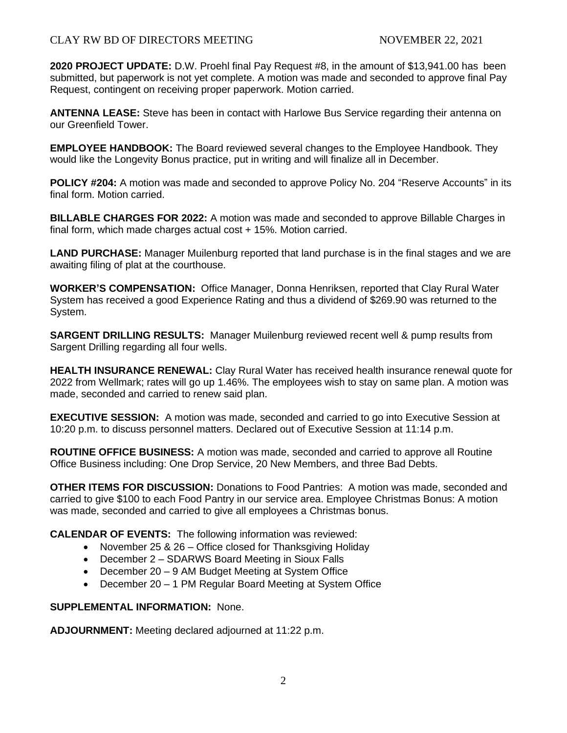**2020 PROJECT UPDATE:** D.W. Proehl final Pay Request #8, in the amount of $13,941.00 has been submitted, but paperwork is not yet complete. A motion was made and seconded to approve final Pay Request, contingent on receiving proper paperwork. Motion carried.

**ANTENNA LEASE:** Steve has been in contact with Harlowe Bus Service regarding their antenna on our Greenfield Tower.

**EMPLOYEE HANDBOOK:** The Board reviewed several changes to the Employee Handbook. They would like the Longevity Bonus practice, put in writing and will finalize all in December.

**POLICY #204:** A motion was made and seconded to approve Policy No. 204 "Reserve Accounts" in its final form. Motion carried.

**BILLABLE CHARGES FOR 2022:** A motion was made and seconded to approve Billable Charges in final form, which made charges actual cost + 15%. Motion carried.

**LAND PURCHASE:** Manager Muilenburg reported that land purchase is in the final stages and we are awaiting filing of plat at the courthouse.

**WORKER'S COMPENSATION:** Office Manager, Donna Henriksen, reported that Clay Rural Water System has received a good Experience Rating and thus a dividend of $269.90 was returned to the System.

**SARGENT DRILLING RESULTS:** Manager Muilenburg reviewed recent well & pump results from Sargent Drilling regarding all four wells.

**HEALTH INSURANCE RENEWAL:** Clay Rural Water has received health insurance renewal quote for 2022 from Wellmark; rates will go up 1.46%. The employees wish to stay on same plan. A motion was made, seconded and carried to renew said plan.

**EXECUTIVE SESSION:** A motion was made, seconded and carried to go into Executive Session at 10:20 p.m. to discuss personnel matters. Declared out of Executive Session at 11:14 p.m.

**ROUTINE OFFICE BUSINESS:** A motion was made, seconded and carried to approve all Routine Office Business including: One Drop Service, 20 New Members, and three Bad Debts.

**OTHER ITEMS FOR DISCUSSION:** Donations to Food Pantries: A motion was made, seconded and carried to give $100 to each Food Pantry in our service area. Employee Christmas Bonus: A motion was made, seconded and carried to give all employees a Christmas bonus.

**CALENDAR OF EVENTS:** The following information was reviewed:

- November 25 & 26 – Office closed for Thanksgiving Holiday
- December 2 – SDARWS Board Meeting in Sioux Falls
- December 20 – 9 AM Budget Meeting at System Office
- December 20 – 1 PM Regular Board Meeting at System Office

**SUPPLEMENTAL INFORMATION:** None.

**ADJOURNMENT:** Meeting declared adjourned at 11:22 p.m.